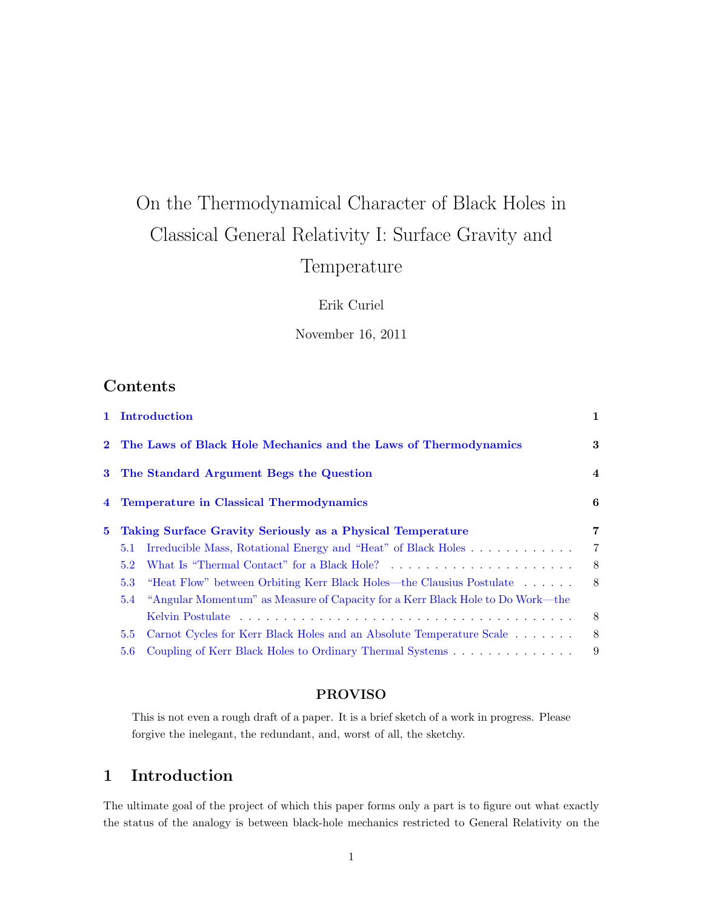# On the Thermodynamical Character of Black Holes in Classical General Relativity I: Surface Gravity and Temperature

Erik Curiel

November 16, 2011

## Contents

1 Introduction 1

2 The Laws of Black Hole Mechanics and the Laws of Thermodynamics 3

3 The Standard Argument Begs the Question 4

4 Temperature in Classical Thermodynamics 6

5 Taking Surface Gravity Seriously as a Physical Temperature 7

- 5.1 Irreducible Mass, Rotational Energy and "Heat" of Black Holes 7
- 5.2 What Is "Thermal Contact" for a Black Hole? 8
- 5.3 "Heat Flow" between Orbiting Kerr Black Holes—the Clausius Postulate 8
- 5.4 "Angular Momentum" as Measure of Capacity for a Kerr Black Hole to Do Work—the Kelvin Postulate 8
- 5.5 Carnot Cycles for Kerr Black Holes and an Absolute Temperature Scale 8
- 5.6 Coupling of Kerr Black Holes to Ordinary Thermal Systems 9

**PROVISO**

This is not even a rough draft of a paper. It is a brief sketch of a work in progress. Please forgive the inelegant, the redundant, and, worst of all, the sketchy.

## 1 Introduction

The ultimate goal of the project of which this paper forms only a part is to figure out what exactly the status of the analogy is between black-hole mechanics restricted to General Relativity on the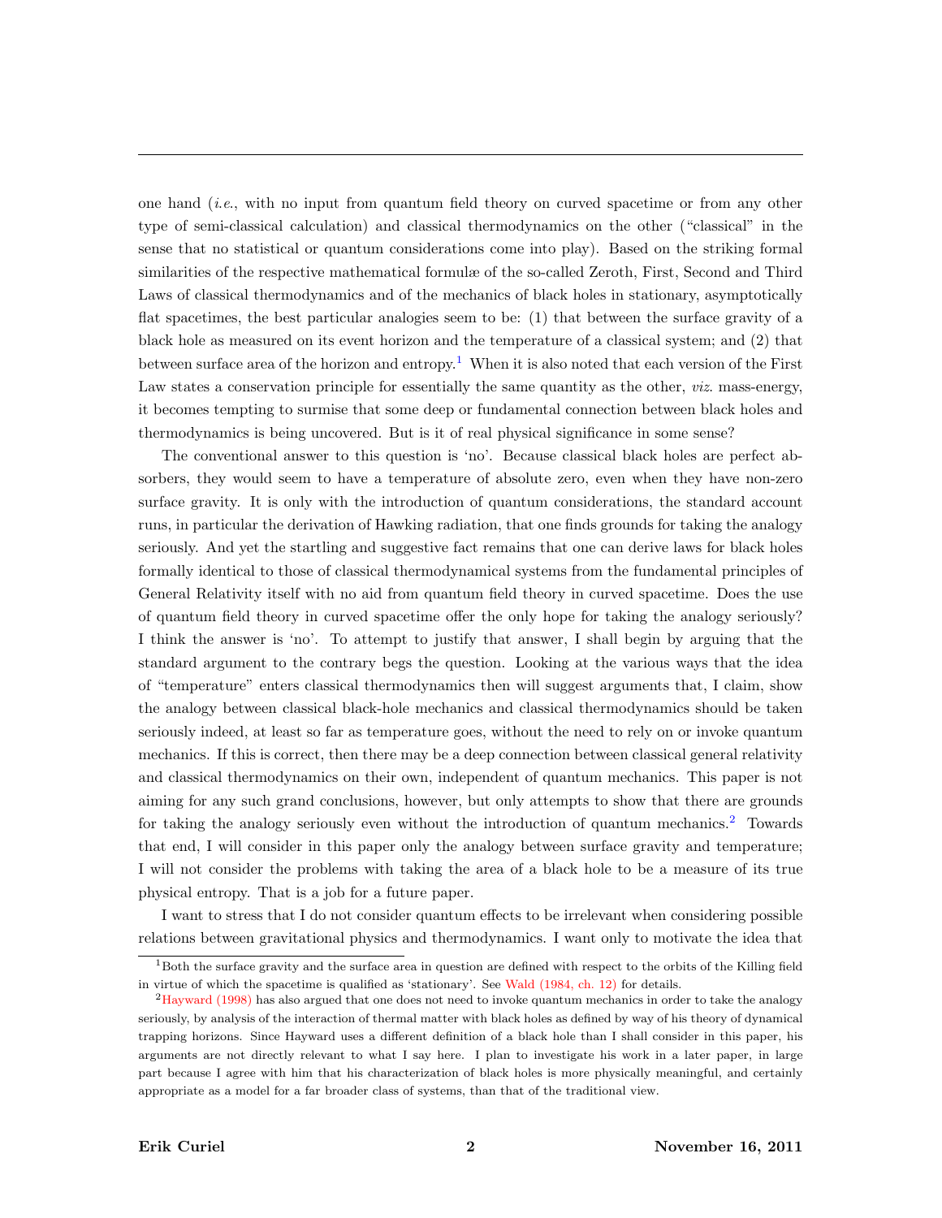one hand (*i.e.*, with no input from quantum field theory on curved spacetime or from any other type of semi-classical calculation) and classical thermodynamics on the other ("classical" in the sense that no statistical or quantum considerations come into play). Based on the striking formal similarities of the respective mathematical formulæ of the so-called Zeroth, First, Second and Third Laws of classical thermodynamics and of the mechanics of black holes in stationary, asymptotically flat spacetimes, the best particular analogies seem to be: (1) that between the surface gravity of a black hole as measured on its event horizon and the temperature of a classical system; and (2) that between surface area of the horizon and entropy.[1] When it is also noted that each version of the First Law states a conservation principle for essentially the same quantity as the other, *viz.* mass-energy, it becomes tempting to surmise that some deep or fundamental connection between black holes and thermodynamics is being uncovered. But is it of real physical significance in some sense?

The conventional answer to this question is 'no'. Because classical black holes are perfect absorbers, they would seem to have a temperature of absolute zero, even when they have non-zero surface gravity. It is only with the introduction of quantum considerations, the standard account runs, in particular the derivation of Hawking radiation, that one finds grounds for taking the analogy seriously. And yet the startling and suggestive fact remains that one can derive laws for black holes formally identical to those of classical thermodynamical systems from the fundamental principles of General Relativity itself with no aid from quantum field theory in curved spacetime. Does the use of quantum field theory in curved spacetime offer the only hope for taking the analogy seriously? I think the answer is 'no'. To attempt to justify that answer, I shall begin by arguing that the standard argument to the contrary begs the question. Looking at the various ways that the idea of "temperature" enters classical thermodynamics then will suggest arguments that, I claim, show the analogy between classical black-hole mechanics and classical thermodynamics should be taken seriously indeed, at least so far as temperature goes, without the need to rely on or invoke quantum mechanics. If this is correct, then there may be a deep connection between classical general relativity and classical thermodynamics on their own, independent of quantum mechanics. This paper is not aiming for any such grand conclusions, however, but only attempts to show that there are grounds for taking the analogy seriously even without the introduction of quantum mechanics.[2] Towards that end, I will consider in this paper only the analogy between surface gravity and temperature; I will not consider the problems with taking the area of a black hole to be a measure of its true physical entropy. That is a job for a future paper.

I want to stress that I do not consider quantum effects to be irrelevant when considering possible relations between gravitational physics and thermodynamics. I want only to motivate the idea that

---

[1] Both the surface gravity and the surface area in question are defined with respect to the orbits of the Killing field in virtue of which the spacetime is qualified as 'stationary'. See Wald (1984, ch. 12) for details.

[2] Hayward (1998) has also argued that one does not need to invoke quantum mechanics in order to take the analogy seriously, by analysis of the interaction of thermal matter with black holes as defined by way of his theory of dynamical trapping horizons. Since Hayward uses a different definition of a black hole than I shall consider in this paper, his arguments are not directly relevant to what I say here. I plan to investigate his work in a later paper, in large part because I agree with him that his characterization of black holes is more physically meaningful, and certainly appropriate as a model for a far broader class of systems, than that of the traditional view.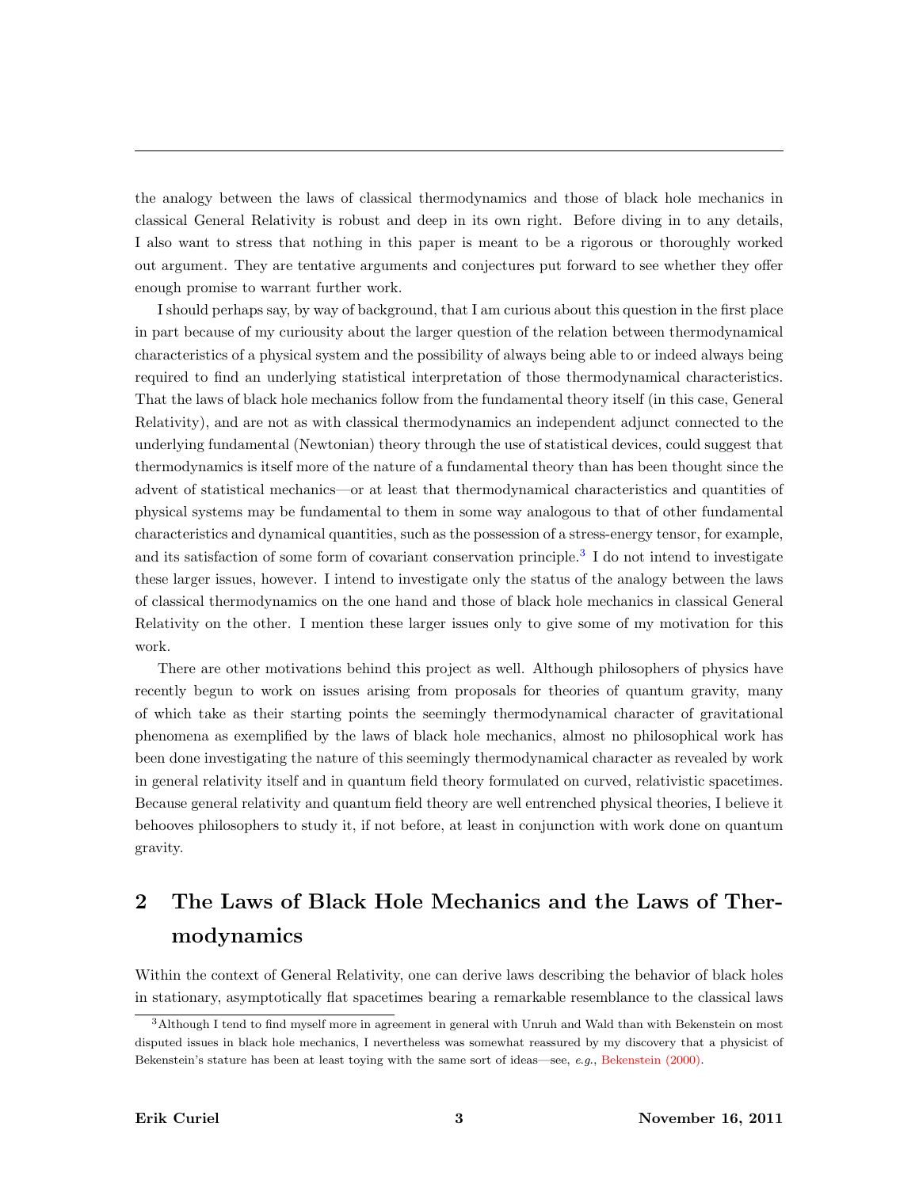the analogy between the laws of classical thermodynamics and those of black hole mechanics in classical General Relativity is robust and deep in its own right. Before diving in to any details, I also want to stress that nothing in this paper is meant to be a rigorous or thoroughly worked out argument. They are tentative arguments and conjectures put forward to see whether they offer enough promise to warrant further work.

I should perhaps say, by way of background, that I am curious about this question in the first place in part because of my curiousity about the larger question of the relation between thermodynamical characteristics of a physical system and the possibility of always being able to or indeed always being required to find an underlying statistical interpretation of those thermodynamical characteristics. That the laws of black hole mechanics follow from the fundamental theory itself (in this case, General Relativity), and are not as with classical thermodynamics an independent adjunct connected to the underlying fundamental (Newtonian) theory through the use of statistical devices, could suggest that thermodynamics is itself more of the nature of a fundamental theory than has been thought since the advent of statistical mechanics—or at least that thermodynamical characteristics and quantities of physical systems may be fundamental to them in some way analogous to that of other fundamental characteristics and dynamical quantities, such as the possession of a stress-energy tensor, for example, and its satisfaction of some form of covariant conservation principle.[3] I do not intend to investigate these larger issues, however. I intend to investigate only the status of the analogy between the laws of classical thermodynamics on the one hand and those of black hole mechanics in classical General Relativity on the other. I mention these larger issues only to give some of my motivation for this work.

There are other motivations behind this project as well. Although philosophers of physics have recently begun to work on issues arising from proposals for theories of quantum gravity, many of which take as their starting points the seemingly thermodynamical character of gravitational phenomena as exemplified by the laws of black hole mechanics, almost no philosophical work has been done investigating the nature of this seemingly thermodynamical character as revealed by work in general relativity itself and in quantum field theory formulated on curved, relativistic spacetimes. Because general relativity and quantum field theory are well entrenched physical theories, I believe it behooves philosophers to study it, if not before, at least in conjunction with work done on quantum gravity.

## 2 The Laws of Black Hole Mechanics and the Laws of Thermodynamics

Within the context of General Relativity, one can derive laws describing the behavior of black holes in stationary, asymptotically flat spacetimes bearing a remarkable resemblance to the classical laws

[3] Although I tend to find myself more in agreement in general with Unruh and Wald than with Bekenstein on most disputed issues in black hole mechanics, I nevertheless was somewhat reassured by my discovery that a physicist of Bekenstein's stature has been at least toying with the same sort of ideas—see, *e.g.*, Bekenstein (2000).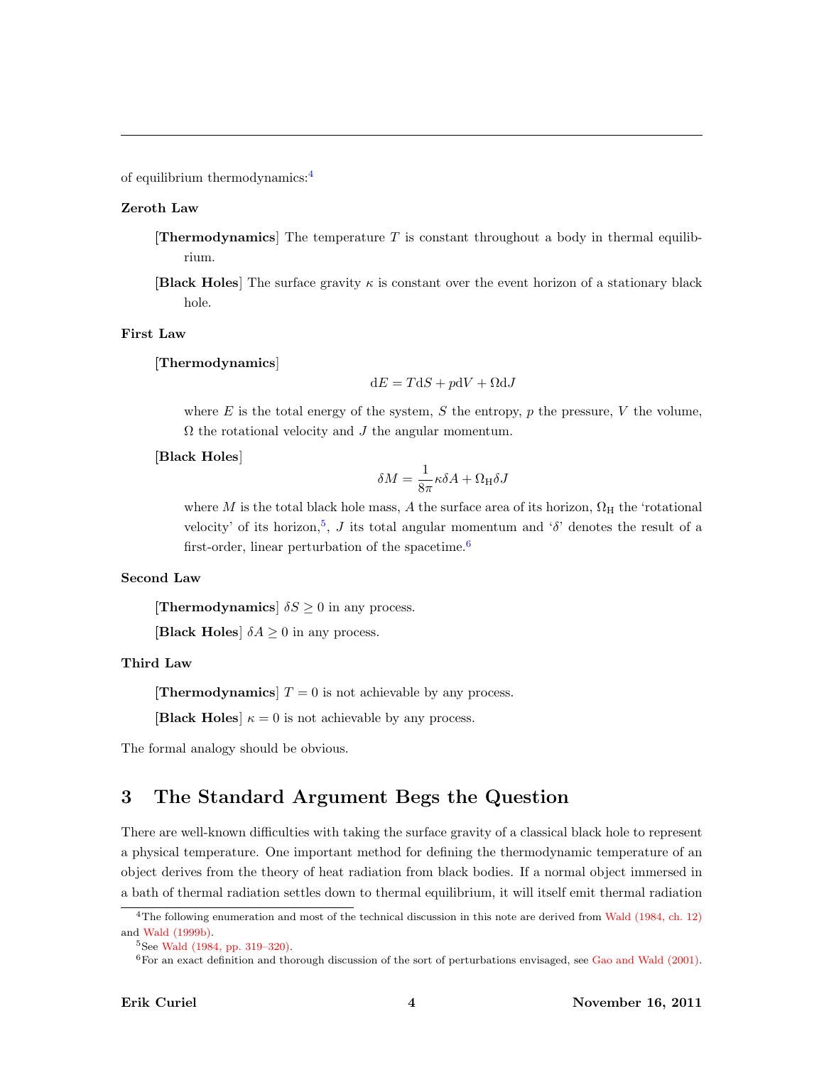of equilibrium thermodynamics:[4]

**Zeroth Law**

[**Thermodynamics**] The temperature $T$ is constant throughout a body in thermal equilibrium.

[**Black Holes**] The surface gravity $\kappa$ is constant over the event horizon of a stationary black hole.

**First Law**

[**Thermodynamics**]

$$\mathrm{d}E = T\mathrm{d}S + p\mathrm{d}V + \Omega\mathrm{d}J$$

where $E$ is the total energy of the system, $S$ the entropy, $p$ the pressure, $V$ the volume, $\Omega$ the rotational velocity and $J$ the angular momentum.

[**Black Holes**]

$$\delta M = \frac{1}{8\pi}\kappa\delta A + \Omega_{\mathrm{H}}\delta J$$

where $M$ is the total black hole mass, $A$ the surface area of its horizon, $\Omega_{\mathrm{H}}$ the 'rotational velocity' of its horizon,[5], $J$ its total angular momentum and '$\delta$' denotes the result of a first-order, linear perturbation of the spacetime.[6]

**Second Law**

[**Thermodynamics**] $\delta S \geq 0$ in any process.

[**Black Holes**] $\delta A \geq 0$ in any process.

**Third Law**

[**Thermodynamics**] $T = 0$ is not achievable by any process.

[**Black Holes**] $\kappa = 0$ is not achievable by any process.

The formal analogy should be obvious.

## 3 The Standard Argument Begs the Question

There are well-known difficulties with taking the surface gravity of a classical black hole to represent a physical temperature. One important method for defining the thermodynamic temperature of an object derives from the theory of heat radiation from black bodies. If a normal object immersed in a bath of thermal radiation settles down to thermal equilibrium, it will itself emit thermal radiation

---

[4] The following enumeration and most of the technical discussion in this note are derived from Wald (1984, ch. 12) and Wald (1999b).

[5] See Wald (1984, pp. 319–320).

[6] For an exact definition and thorough discussion of the sort of perturbations envisaged, see Gao and Wald (2001).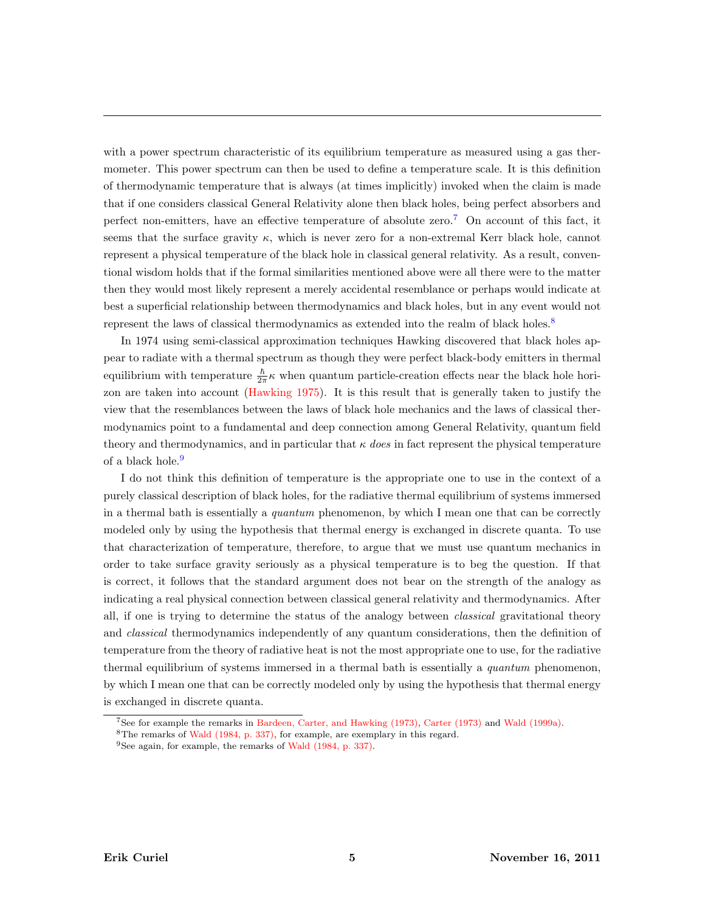with a power spectrum characteristic of its equilibrium temperature as measured using a gas thermometer. This power spectrum can then be used to define a temperature scale. It is this definition of thermodynamic temperature that is always (at times implicitly) invoked when the claim is made that if one considers classical General Relativity alone then black holes, being perfect absorbers and perfect non-emitters, have an effective temperature of absolute zero.[7] On account of this fact, it seems that the surface gravity $\kappa$, which is never zero for a non-extremal Kerr black hole, cannot represent a physical temperature of the black hole in classical general relativity. As a result, conventional wisdom holds that if the formal similarities mentioned above were all there were to the matter then they would most likely represent a merely accidental resemblance or perhaps would indicate at best a superficial relationship between thermodynamics and black holes, but in any event would not represent the laws of classical thermodynamics as extended into the realm of black holes.[8]

In 1974 using semi-classical approximation techniques Hawking discovered that black holes appear to radiate with a thermal spectrum as though they were perfect black-body emitters in thermal equilibrium with temperature $\frac{\hbar}{2\pi}\kappa$ when quantum particle-creation effects near the black hole horizon are taken into account (Hawking 1975). It is this result that is generally taken to justify the view that the resemblances between the laws of black hole mechanics and the laws of classical thermodynamics point to a fundamental and deep connection among General Relativity, quantum field theory and thermodynamics, and in particular that $\kappa$ *does* in fact represent the physical temperature of a black hole.[9]

I do not think this definition of temperature is the appropriate one to use in the context of a purely classical description of black holes, for the radiative thermal equilibrium of systems immersed in a thermal bath is essentially a *quantum* phenomenon, by which I mean one that can be correctly modeled only by using the hypothesis that thermal energy is exchanged in discrete quanta. To use that characterization of temperature, therefore, to argue that we must use quantum mechanics in order to take surface gravity seriously as a physical temperature is to beg the question. If that is correct, it follows that the standard argument does not bear on the strength of the analogy as indicating a real physical connection between classical general relativity and thermodynamics. After all, if one is trying to determine the status of the analogy between *classical* gravitational theory and *classical* thermodynamics independently of any quantum considerations, then the definition of temperature from the theory of radiative heat is not the most appropriate one to use, for the radiative thermal equilibrium of systems immersed in a thermal bath is essentially a *quantum* phenomenon, by which I mean one that can be correctly modeled only by using the hypothesis that thermal energy is exchanged in discrete quanta.

---

[7] See for example the remarks in Bardeen, Carter, and Hawking (1973), Carter (1973) and Wald (1999a).

[8] The remarks of Wald (1984, p. 337), for example, are exemplary in this regard.

[9] See again, for example, the remarks of Wald (1984, p. 337).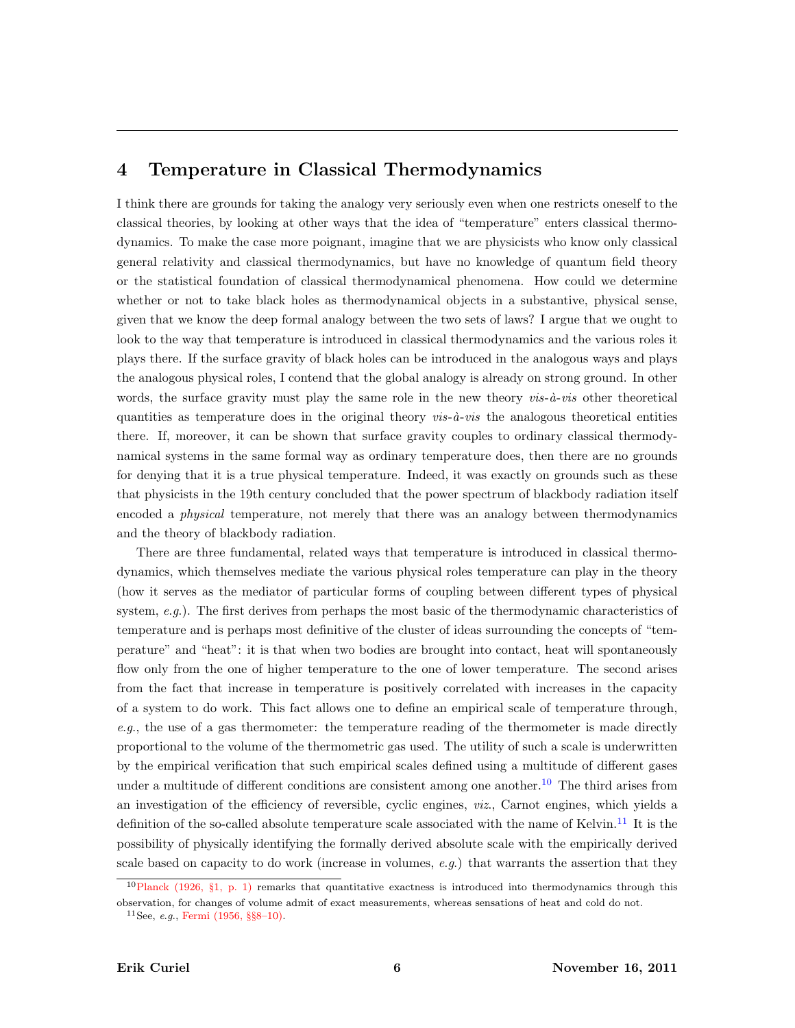## 4 Temperature in Classical Thermodynamics

I think there are grounds for taking the analogy very seriously even when one restricts oneself to the classical theories, by looking at other ways that the idea of "temperature" enters classical thermodynamics. To make the case more poignant, imagine that we are physicists who know only classical general relativity and classical thermodynamics, but have no knowledge of quantum field theory or the statistical foundation of classical thermodynamical phenomena. How could we determine whether or not to take black holes as thermodynamical objects in a substantive, physical sense, given that we know the deep formal analogy between the two sets of laws? I argue that we ought to look to the way that temperature is introduced in classical thermodynamics and the various roles it plays there. If the surface gravity of black holes can be introduced in the analogous ways and plays the analogous physical roles, I contend that the global analogy is already on strong ground. In other words, the surface gravity must play the same role in the new theory *vis-à-vis* other theoretical quantities as temperature does in the original theory *vis-à-vis* the analogous theoretical entities there. If, moreover, it can be shown that surface gravity couples to ordinary classical thermodynamical systems in the same formal way as ordinary temperature does, then there are no grounds for denying that it is a true physical temperature. Indeed, it was exactly on grounds such as these that physicists in the 19th century concluded that the power spectrum of blackbody radiation itself encoded a *physical* temperature, not merely that there was an analogy between thermodynamics and the theory of blackbody radiation.

There are three fundamental, related ways that temperature is introduced in classical thermodynamics, which themselves mediate the various physical roles temperature can play in the theory (how it serves as the mediator of particular forms of coupling between different types of physical system, *e.g.*). The first derives from perhaps the most basic of the thermodynamic characteristics of temperature and is perhaps most definitive of the cluster of ideas surrounding the concepts of "temperature" and "heat": it is that when two bodies are brought into contact, heat will spontaneously flow only from the one of higher temperature to the one of lower temperature. The second arises from the fact that increase in temperature is positively correlated with increases in the capacity of a system to do work. This fact allows one to define an empirical scale of temperature through, *e.g.*, the use of a gas thermometer: the temperature reading of the thermometer is made directly proportional to the volume of the thermometric gas used. The utility of such a scale is underwritten by the empirical verification that such empirical scales defined using a multitude of different gases under a multitude of different conditions are consistent among one another.[10] The third arises from an investigation of the efficiency of reversible, cyclic engines, *viz.*, Carnot engines, which yields a definition of the so-called absolute temperature scale associated with the name of Kelvin.[11] It is the possibility of physically identifying the formally derived absolute scale with the empirically derived scale based on capacity to do work (increase in volumes, *e.g.*) that warrants the assertion that they

[10] Planck (1926, §1, p. 1) remarks that quantitative exactness is introduced into thermodynamics through this observation, for changes of volume admit of exact measurements, whereas sensations of heat and cold do not.

[11] See, *e.g.*, Fermi (1956, §§8–10).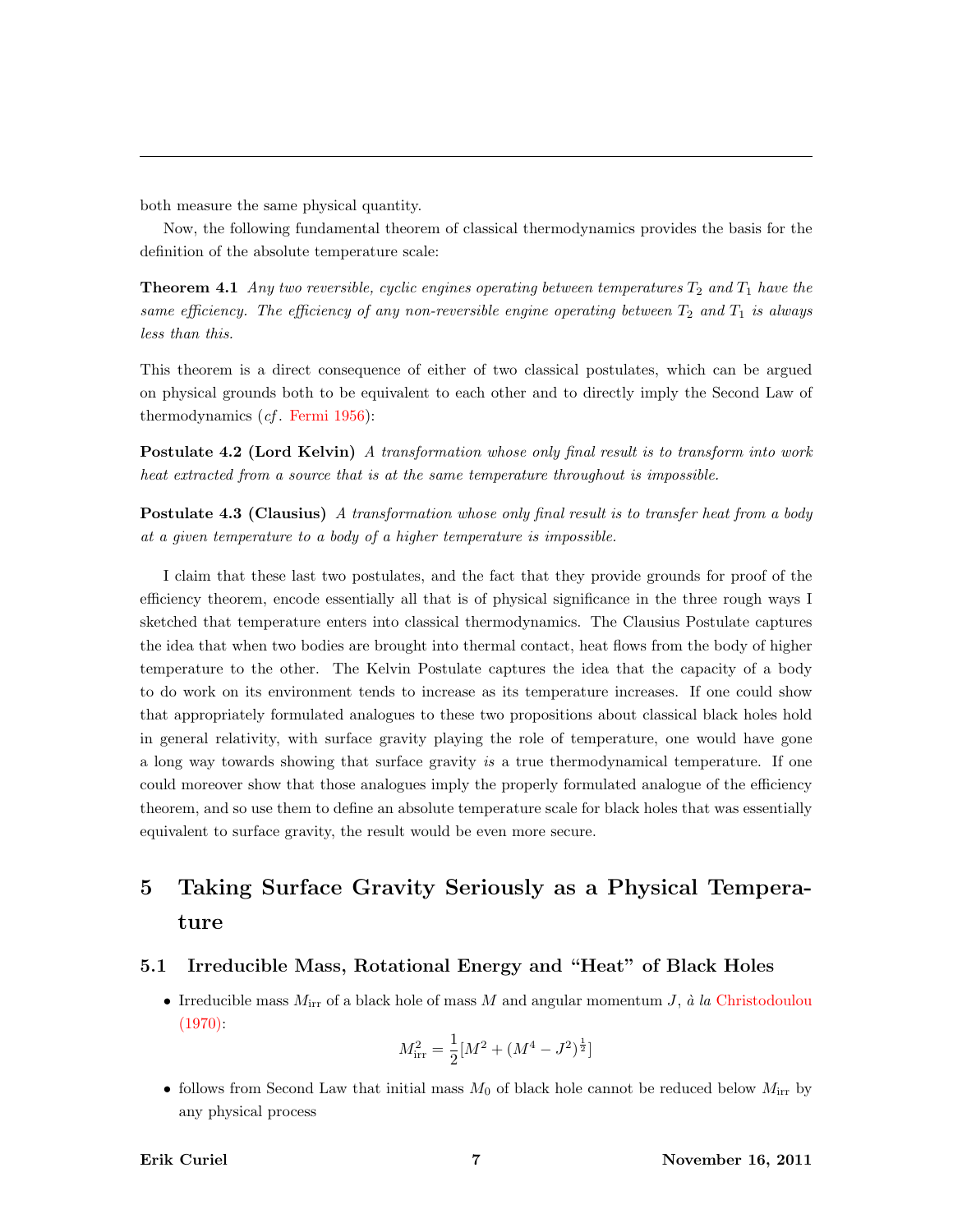both measure the same physical quantity.

Now, the following fundamental theorem of classical thermodynamics provides the basis for the definition of the absolute temperature scale:

**Theorem 4.1** *Any two reversible, cyclic engines operating between temperatures $T_2$ and $T_1$ have the same efficiency. The efficiency of any non-reversible engine operating between $T_2$ and $T_1$ is always less than this.*

This theorem is a direct consequence of either of two classical postulates, which can be argued on physical grounds both to be equivalent to each other and to directly imply the Second Law of thermodynamics (*cf*. Fermi 1956):

**Postulate 4.2 (Lord Kelvin)** *A transformation whose only final result is to transform into work heat extracted from a source that is at the same temperature throughout is impossible.*

**Postulate 4.3 (Clausius)** *A transformation whose only final result is to transfer heat from a body at a given temperature to a body of a higher temperature is impossible.*

I claim that these last two postulates, and the fact that they provide grounds for proof of the efficiency theorem, encode essentially all that is of physical significance in the three rough ways I sketched that temperature enters into classical thermodynamics. The Clausius Postulate captures the idea that when two bodies are brought into thermal contact, heat flows from the body of higher temperature to the other. The Kelvin Postulate captures the idea that the capacity of a body to do work on its environment tends to increase as its temperature increases. If one could show that appropriately formulated analogues to these two propositions about classical black holes hold in general relativity, with surface gravity playing the role of temperature, one would have gone a long way towards showing that surface gravity *is* a true thermodynamical temperature. If one could moreover show that those analogues imply the properly formulated analogue of the efficiency theorem, and so use them to define an absolute temperature scale for black holes that was essentially equivalent to surface gravity, the result would be even more secure.

# 5 Taking Surface Gravity Seriously as a Physical Temperature

## 5.1 Irreducible Mass, Rotational Energy and "Heat" of Black Holes

- Irreducible mass $M_{\text{irr}}$ of a black hole of mass $M$ and angular momentum $J$, *à la* Christodoulou (1970):

$$M_{\text{irr}}^2 = \frac{1}{2}[M^2 + (M^4 - J^2)^{\frac{1}{2}}]$$

- follows from Second Law that initial mass $M_0$ of black hole cannot be reduced below $M_{\text{irr}}$ by any physical process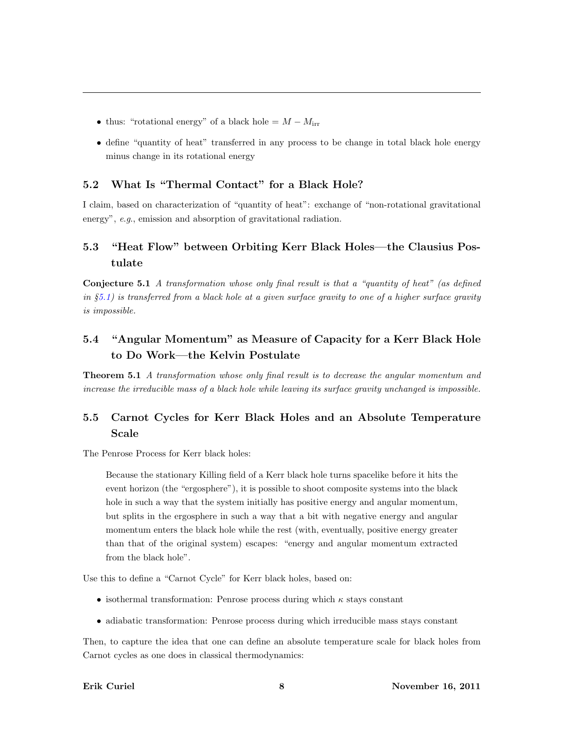- thus: "rotational energy" of a black hole $= M - M_{\text{irr}}$
- define "quantity of heat" transferred in any process to be change in total black hole energy minus change in its rotational energy

## 5.2 What Is "Thermal Contact" for a Black Hole?

I claim, based on characterization of "quantity of heat": exchange of "non-rotational gravitational energy", *e.g.*, emission and absorption of gravitational radiation.

## 5.3 "Heat Flow" between Orbiting Kerr Black Holes—the Clausius Postulate

**Conjecture 5.1** *A transformation whose only final result is that a "quantity of heat" (as defined in §5.1) is transferred from a black hole at a given surface gravity to one of a higher surface gravity is impossible.*

## 5.4 "Angular Momentum" as Measure of Capacity for a Kerr Black Hole to Do Work—the Kelvin Postulate

**Theorem 5.1** *A transformation whose only final result is to decrease the angular momentum and increase the irreducible mass of a black hole while leaving its surface gravity unchanged is impossible.*

## 5.5 Carnot Cycles for Kerr Black Holes and an Absolute Temperature Scale

The Penrose Process for Kerr black holes:

> Because the stationary Killing field of a Kerr black hole turns spacelike before it hits the event horizon (the "ergosphere"), it is possible to shoot composite systems into the black hole in such a way that the system initially has positive energy and angular momentum, but splits in the ergosphere in such a way that a bit with negative energy and angular momentum enters the black hole while the rest (with, eventually, positive energy greater than that of the original system) escapes: "energy and angular momentum extracted from the black hole".

Use this to define a "Carnot Cycle" for Kerr black holes, based on:

- isothermal transformation: Penrose process during which $\kappa$ stays constant
- adiabatic transformation: Penrose process during which irreducible mass stays constant

Then, to capture the idea that one can define an absolute temperature scale for black holes from Carnot cycles as one does in classical thermodynamics: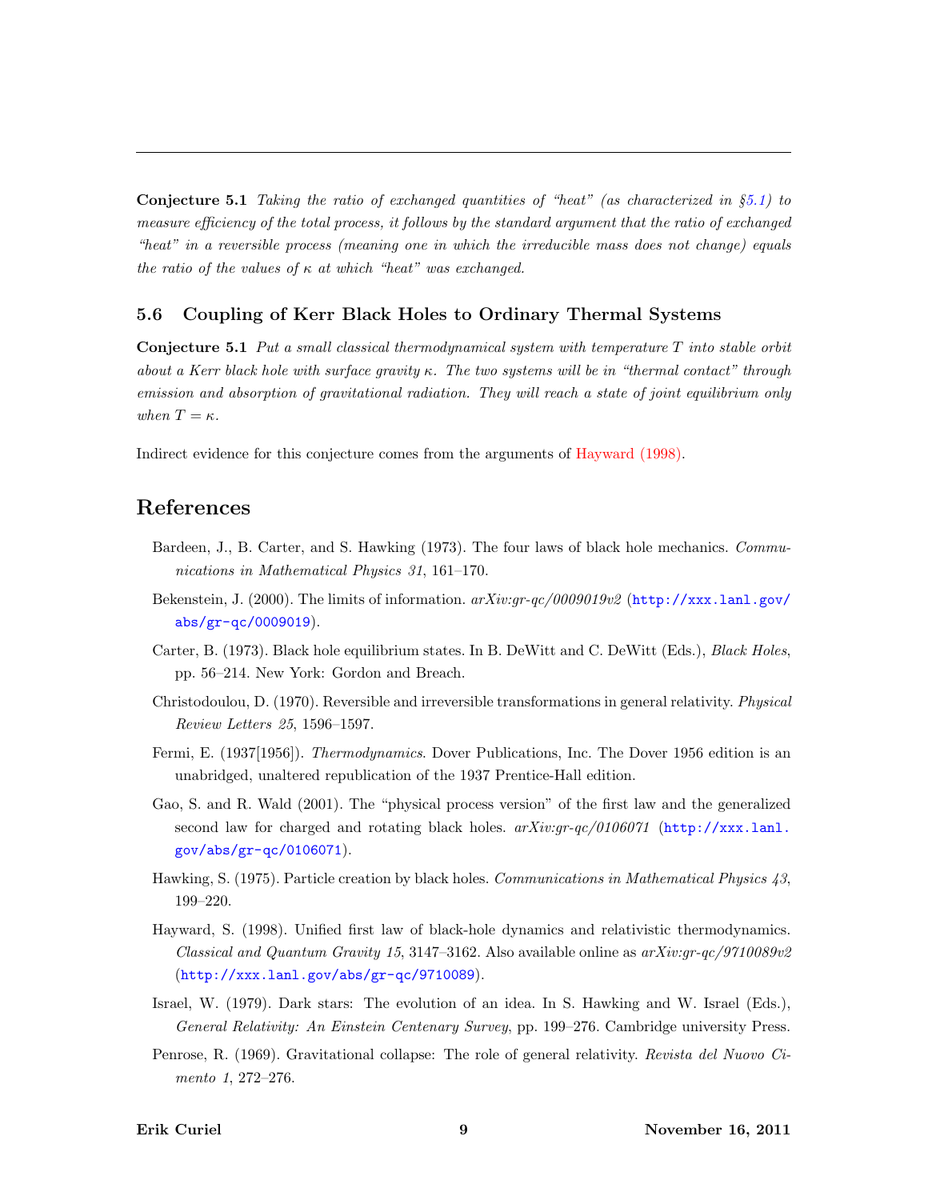---

**Conjecture 5.1** *Taking the ratio of exchanged quantities of "heat" (as characterized in §5.1) to measure efficiency of the total process, it follows by the standard argument that the ratio of exchanged "heat" in a reversible process (meaning one in which the irreducible mass does not change) equals the ratio of the values of $\kappa$ at which "heat" was exchanged.*

### 5.6 Coupling of Kerr Black Holes to Ordinary Thermal Systems

**Conjecture 5.1** *Put a small classical thermodynamical system with temperature $T$ into stable orbit about a Kerr black hole with surface gravity $\kappa$. The two systems will be in "thermal contact" through emission and absorption of gravitational radiation. They will reach a state of joint equilibrium only when $T = \kappa$.*

Indirect evidence for this conjecture comes from the arguments of Hayward (1998).

## References

Bardeen, J., B. Carter, and S. Hawking (1973). The four laws of black hole mechanics. *Communications in Mathematical Physics 31*, 161–170.

Bekenstein, J. (2000). The limits of information. *arXiv:gr-qc/0009019v2* (http://xxx.lanl.gov/abs/gr-qc/0009019).

Carter, B. (1973). Black hole equilibrium states. In B. DeWitt and C. DeWitt (Eds.), *Black Holes*, pp. 56–214. New York: Gordon and Breach.

Christodoulou, D. (1970). Reversible and irreversible transformations in general relativity. *Physical Review Letters 25*, 1596–1597.

Fermi, E. (1937[1956]). *Thermodynamics*. Dover Publications, Inc. The Dover 1956 edition is an unabridged, unaltered republication of the 1937 Prentice-Hall edition.

Gao, S. and R. Wald (2001). The "physical process version" of the first law and the generalized second law for charged and rotating black holes. *arXiv:gr-qc/0106071* (http://xxx.lanl.gov/abs/gr-qc/0106071).

Hawking, S. (1975). Particle creation by black holes. *Communications in Mathematical Physics 43*, 199–220.

Hayward, S. (1998). Unified first law of black-hole dynamics and relativistic thermodynamics. *Classical and Quantum Gravity 15*, 3147–3162. Also available online as *arXiv:gr-qc/9710089v2* (http://xxx.lanl.gov/abs/gr-qc/9710089).

Israel, W. (1979). Dark stars: The evolution of an idea. In S. Hawking and W. Israel (Eds.), *General Relativity: An Einstein Centenary Survey*, pp. 199–276. Cambridge university Press.

Penrose, R. (1969). Gravitational collapse: The role of general relativity. *Revista del Nuovo Cimento 1*, 272–276.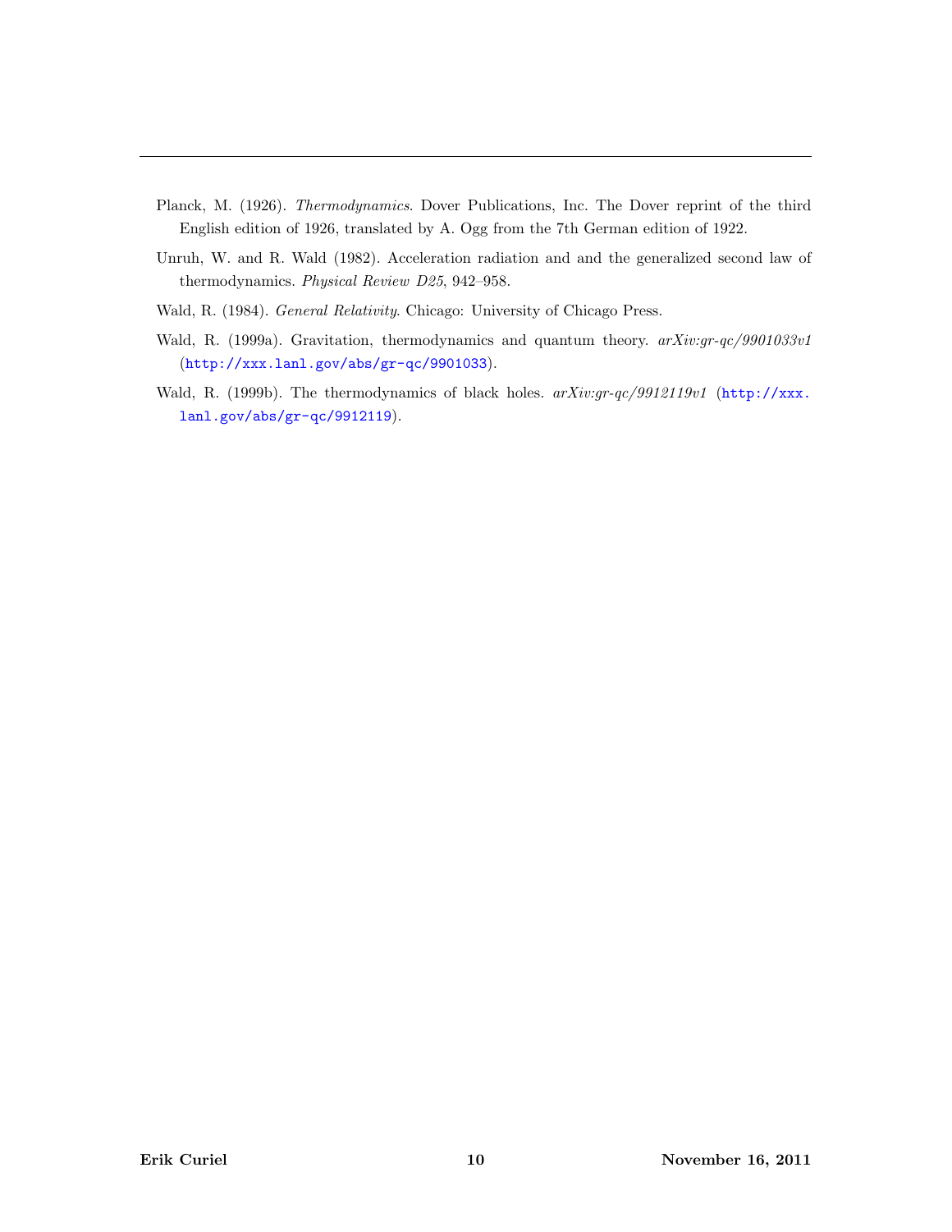Planck, M. (1926). *Thermodynamics*. Dover Publications, Inc. The Dover reprint of the third English edition of 1926, translated by A. Ogg from the 7th German edition of 1922.

Unruh, W. and R. Wald (1982). Acceleration radiation and and the generalized second law of thermodynamics. *Physical Review D25*, 942–958.

Wald, R. (1984). *General Relativity*. Chicago: University of Chicago Press.

Wald, R. (1999a). Gravitation, thermodynamics and quantum theory. *arXiv:gr-qc/9901033v1* (http://xxx.lanl.gov/abs/gr-qc/9901033).

Wald, R. (1999b). The thermodynamics of black holes. *arXiv:gr-qc/9912119v1* (http://xxx.lanl.gov/abs/gr-qc/9912119).